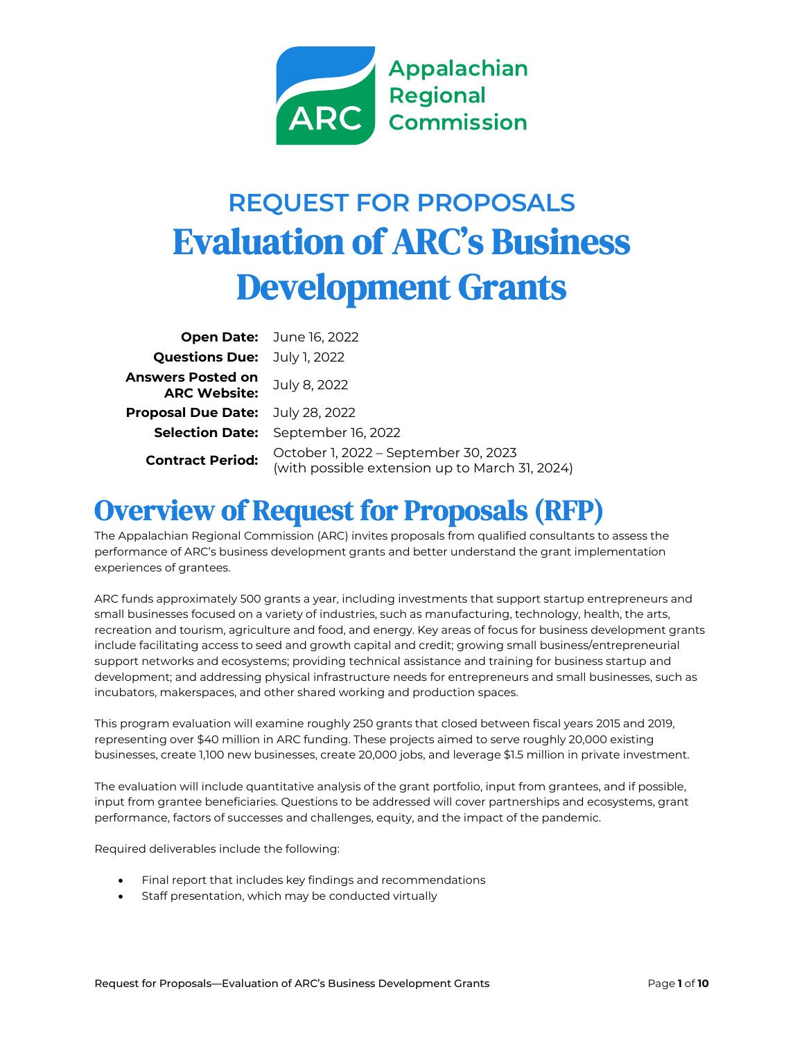Appalachian Regional Commission

## REQUEST FOR PROPOSALS

# Evaluation of ARC's Business Development Grants

| | |
|---|---|
| **Open Date:** | June 16, 2022 |
| **Questions Due:** | July 1, 2022 |
| **Answers Posted on ARC Website:** | July 8, 2022 |
| **Proposal Due Date:** | July 28, 2022 |
| **Selection Date:** | September 16, 2022 |
| **Contract Period:** | October 1, 2022 – September 30, 2023 (with possible extension up to March 31, 2024) |

# Overview of Request for Proposals (RFP)

The Appalachian Regional Commission (ARC) invites proposals from qualified consultants to assess the performance of ARC's business development grants and better understand the grant implementation experiences of grantees.

ARC funds approximately 500 grants a year, including investments that support startup entrepreneurs and small businesses focused on a variety of industries, such as manufacturing, technology, health, the arts, recreation and tourism, agriculture and food, and energy. Key areas of focus for business development grants include facilitating access to seed and growth capital and credit; growing small business/entrepreneurial support networks and ecosystems; providing technical assistance and training for business startup and development; and addressing physical infrastructure needs for entrepreneurs and small businesses, such as incubators, makerspaces, and other shared working and production spaces.

This program evaluation will examine roughly 250 grants that closed between fiscal years 2015 and 2019, representing over $40 million in ARC funding. These projects aimed to serve roughly 20,000 existing businesses, create 1,100 new businesses, create 20,000 jobs, and leverage $1.5 million in private investment.

The evaluation will include quantitative analysis of the grant portfolio, input from grantees, and if possible, input from grantee beneficiaries. Questions to be addressed will cover partnerships and ecosystems, grant performance, factors of successes and challenges, equity, and the impact of the pandemic.

Required deliverables include the following:

- Final report that includes key findings and recommendations
- Staff presentation, which may be conducted virtually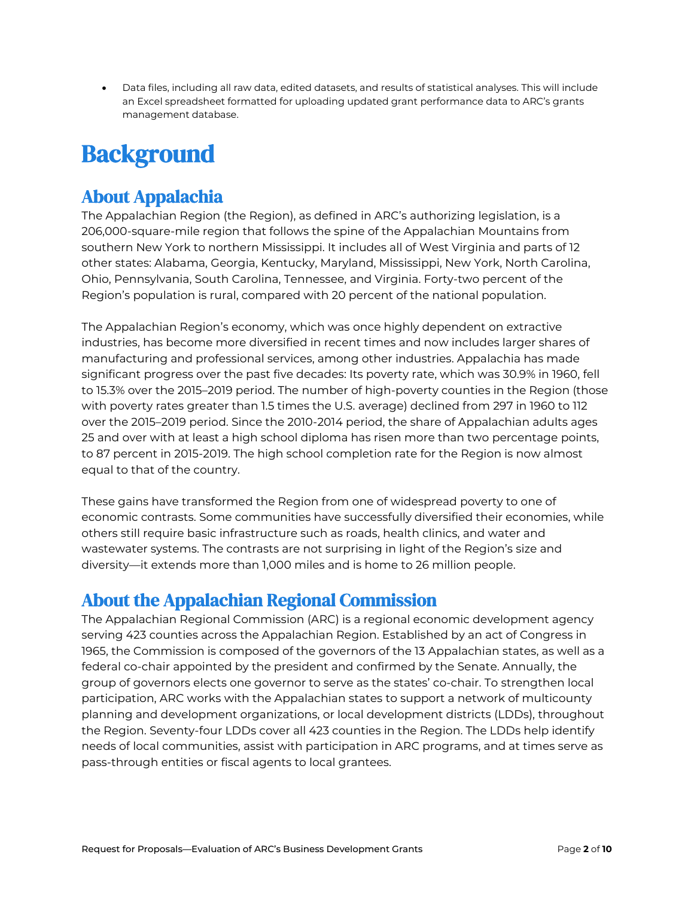- Data files, including all raw data, edited datasets, and results of statistical analyses. This will include an Excel spreadsheet formatted for uploading updated grant performance data to ARC's grants management database.

# Background

## About Appalachia

The Appalachian Region (the Region), as defined in ARC's authorizing legislation, is a 206,000-square-mile region that follows the spine of the Appalachian Mountains from southern New York to northern Mississippi. It includes all of West Virginia and parts of 12 other states: Alabama, Georgia, Kentucky, Maryland, Mississippi, New York, North Carolina, Ohio, Pennsylvania, South Carolina, Tennessee, and Virginia. Forty-two percent of the Region's population is rural, compared with 20 percent of the national population.

The Appalachian Region's economy, which was once highly dependent on extractive industries, has become more diversified in recent times and now includes larger shares of manufacturing and professional services, among other industries. Appalachia has made significant progress over the past five decades: Its poverty rate, which was 30.9% in 1960, fell to 15.3% over the 2015–2019 period. The number of high-poverty counties in the Region (those with poverty rates greater than 1.5 times the U.S. average) declined from 297 in 1960 to 112 over the 2015–2019 period. Since the 2010-2014 period, the share of Appalachian adults ages 25 and over with at least a high school diploma has risen more than two percentage points, to 87 percent in 2015-2019. The high school completion rate for the Region is now almost equal to that of the country.

These gains have transformed the Region from one of widespread poverty to one of economic contrasts. Some communities have successfully diversified their economies, while others still require basic infrastructure such as roads, health clinics, and water and wastewater systems. The contrasts are not surprising in light of the Region's size and diversity—it extends more than 1,000 miles and is home to 26 million people.

## About the Appalachian Regional Commission

The Appalachian Regional Commission (ARC) is a regional economic development agency serving 423 counties across the Appalachian Region. Established by an act of Congress in 1965, the Commission is composed of the governors of the 13 Appalachian states, as well as a federal co-chair appointed by the president and confirmed by the Senate. Annually, the group of governors elects one governor to serve as the states' co-chair. To strengthen local participation, ARC works with the Appalachian states to support a network of multicounty planning and development organizations, or local development districts (LDDs), throughout the Region. Seventy-four LDDs cover all 423 counties in the Region. The LDDs help identify needs of local communities, assist with participation in ARC programs, and at times serve as pass-through entities or fiscal agents to local grantees.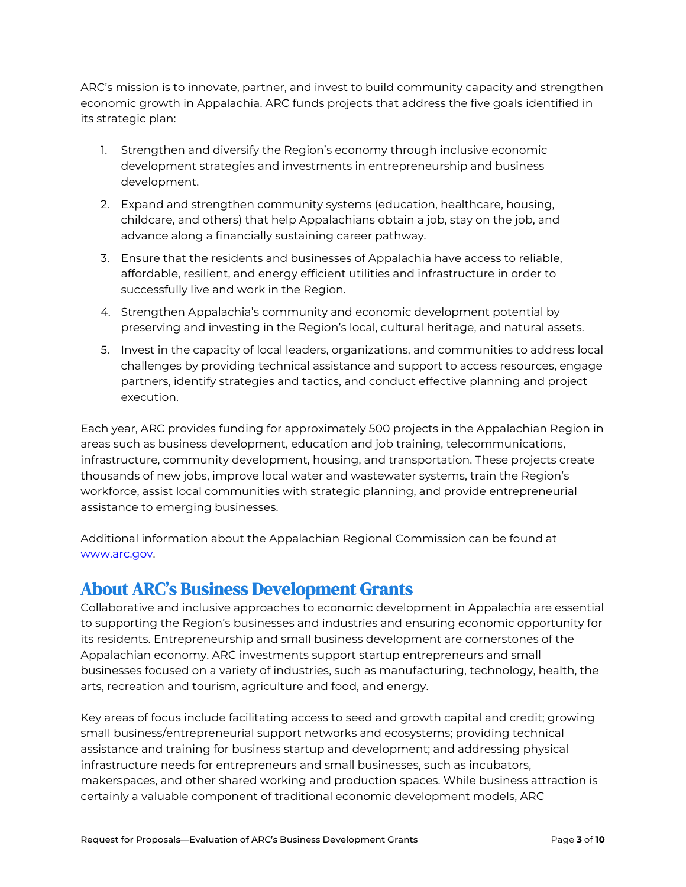ARC's mission is to innovate, partner, and invest to build community capacity and strengthen economic growth in Appalachia. ARC funds projects that address the five goals identified in its strategic plan:

1. Strengthen and diversify the Region's economy through inclusive economic development strategies and investments in entrepreneurship and business development.
2. Expand and strengthen community systems (education, healthcare, housing, childcare, and others) that help Appalachians obtain a job, stay on the job, and advance along a financially sustaining career pathway.
3. Ensure that the residents and businesses of Appalachia have access to reliable, affordable, resilient, and energy efficient utilities and infrastructure in order to successfully live and work in the Region.
4. Strengthen Appalachia's community and economic development potential by preserving and investing in the Region's local, cultural heritage, and natural assets.
5. Invest in the capacity of local leaders, organizations, and communities to address local challenges by providing technical assistance and support to access resources, engage partners, identify strategies and tactics, and conduct effective planning and project execution.

Each year, ARC provides funding for approximately 500 projects in the Appalachian Region in areas such as business development, education and job training, telecommunications, infrastructure, community development, housing, and transportation. These projects create thousands of new jobs, improve local water and wastewater systems, train the Region's workforce, assist local communities with strategic planning, and provide entrepreneurial assistance to emerging businesses.

Additional information about the Appalachian Regional Commission can be found at [www.arc.gov](http://www.arc.gov).

## About ARC's Business Development Grants

Collaborative and inclusive approaches to economic development in Appalachia are essential to supporting the Region's businesses and industries and ensuring economic opportunity for its residents. Entrepreneurship and small business development are cornerstones of the Appalachian economy. ARC investments support startup entrepreneurs and small businesses focused on a variety of industries, such as manufacturing, technology, health, the arts, recreation and tourism, agriculture and food, and energy.

Key areas of focus include facilitating access to seed and growth capital and credit; growing small business/entrepreneurial support networks and ecosystems; providing technical assistance and training for business startup and development; and addressing physical infrastructure needs for entrepreneurs and small businesses, such as incubators, makerspaces, and other shared working and production spaces. While business attraction is certainly a valuable component of traditional economic development models, ARC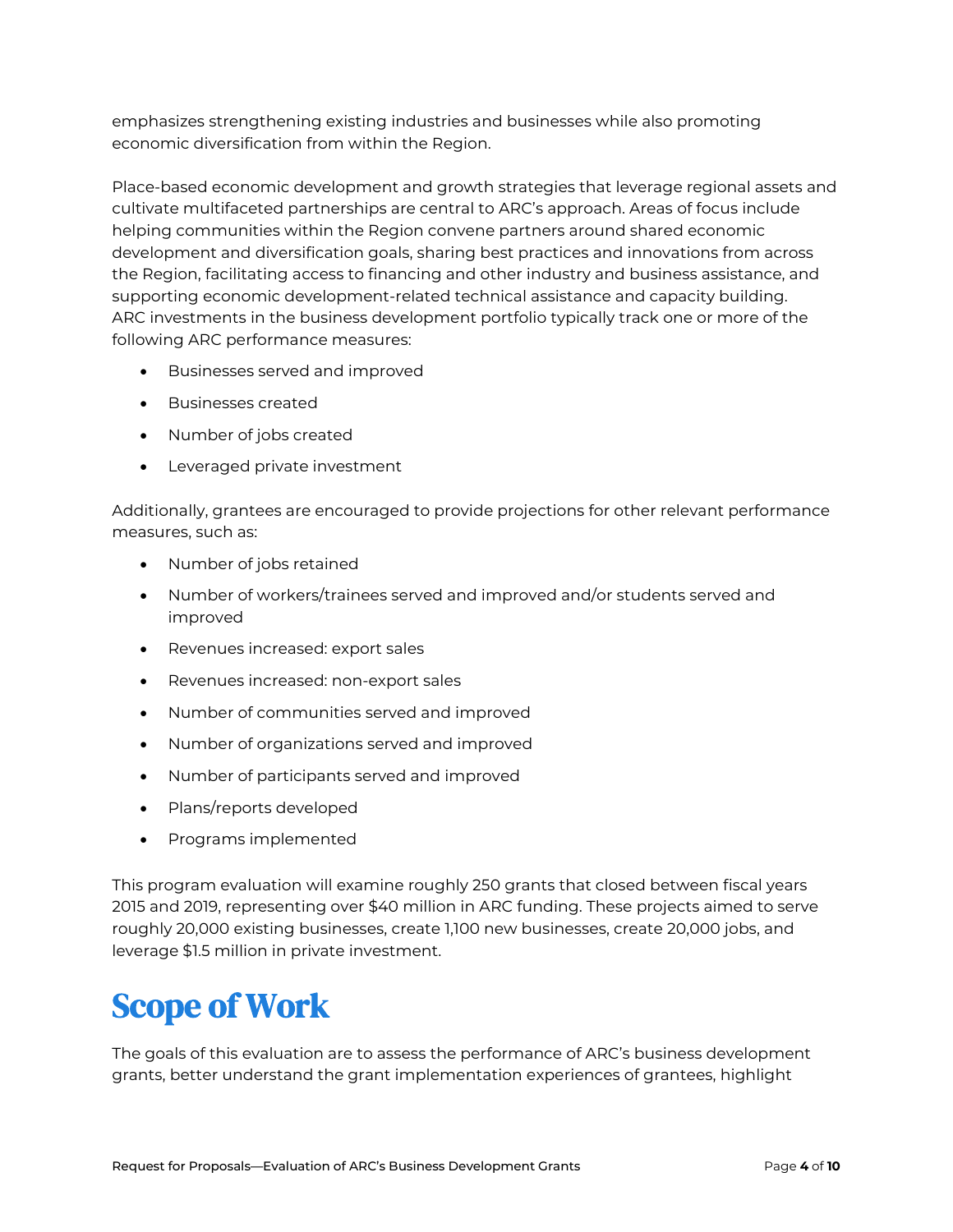emphasizes strengthening existing industries and businesses while also promoting economic diversification from within the Region.

Place-based economic development and growth strategies that leverage regional assets and cultivate multifaceted partnerships are central to ARC's approach. Areas of focus include helping communities within the Region convene partners around shared economic development and diversification goals, sharing best practices and innovations from across the Region, facilitating access to financing and other industry and business assistance, and supporting economic development-related technical assistance and capacity building. ARC investments in the business development portfolio typically track one or more of the following ARC performance measures:

- Businesses served and improved
- Businesses created
- Number of jobs created
- Leveraged private investment

Additionally, grantees are encouraged to provide projections for other relevant performance measures, such as:

- Number of jobs retained
- Number of workers/trainees served and improved and/or students served and improved
- Revenues increased: export sales
- Revenues increased: non-export sales
- Number of communities served and improved
- Number of organizations served and improved
- Number of participants served and improved
- Plans/reports developed
- Programs implemented

This program evaluation will examine roughly 250 grants that closed between fiscal years 2015 and 2019, representing over $40 million in ARC funding. These projects aimed to serve roughly 20,000 existing businesses, create 1,100 new businesses, create 20,000 jobs, and leverage $1.5 million in private investment.

# Scope of Work

The goals of this evaluation are to assess the performance of ARC's business development grants, better understand the grant implementation experiences of grantees, highlight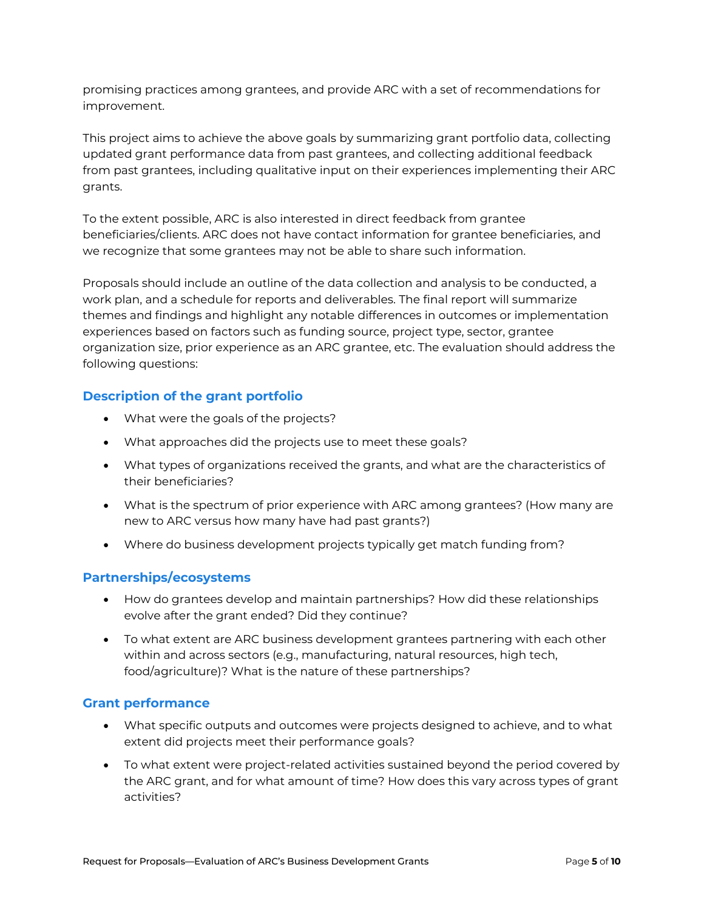promising practices among grantees, and provide ARC with a set of recommendations for improvement.

This project aims to achieve the above goals by summarizing grant portfolio data, collecting updated grant performance data from past grantees, and collecting additional feedback from past grantees, including qualitative input on their experiences implementing their ARC grants.

To the extent possible, ARC is also interested in direct feedback from grantee beneficiaries/clients. ARC does not have contact information for grantee beneficiaries, and we recognize that some grantees may not be able to share such information.

Proposals should include an outline of the data collection and analysis to be conducted, a work plan, and a schedule for reports and deliverables. The final report will summarize themes and findings and highlight any notable differences in outcomes or implementation experiences based on factors such as funding source, project type, sector, grantee organization size, prior experience as an ARC grantee, etc. The evaluation should address the following questions:

### Description of the grant portfolio

- What were the goals of the projects?
- What approaches did the projects use to meet these goals?
- What types of organizations received the grants, and what are the characteristics of their beneficiaries?
- What is the spectrum of prior experience with ARC among grantees? (How many are new to ARC versus how many have had past grants?)
- Where do business development projects typically get match funding from?

### Partnerships/ecosystems

- How do grantees develop and maintain partnerships? How did these relationships evolve after the grant ended? Did they continue?
- To what extent are ARC business development grantees partnering with each other within and across sectors (e.g., manufacturing, natural resources, high tech, food/agriculture)? What is the nature of these partnerships?

### Grant performance

- What specific outputs and outcomes were projects designed to achieve, and to what extent did projects meet their performance goals?
- To what extent were project-related activities sustained beyond the period covered by the ARC grant, and for what amount of time? How does this vary across types of grant activities?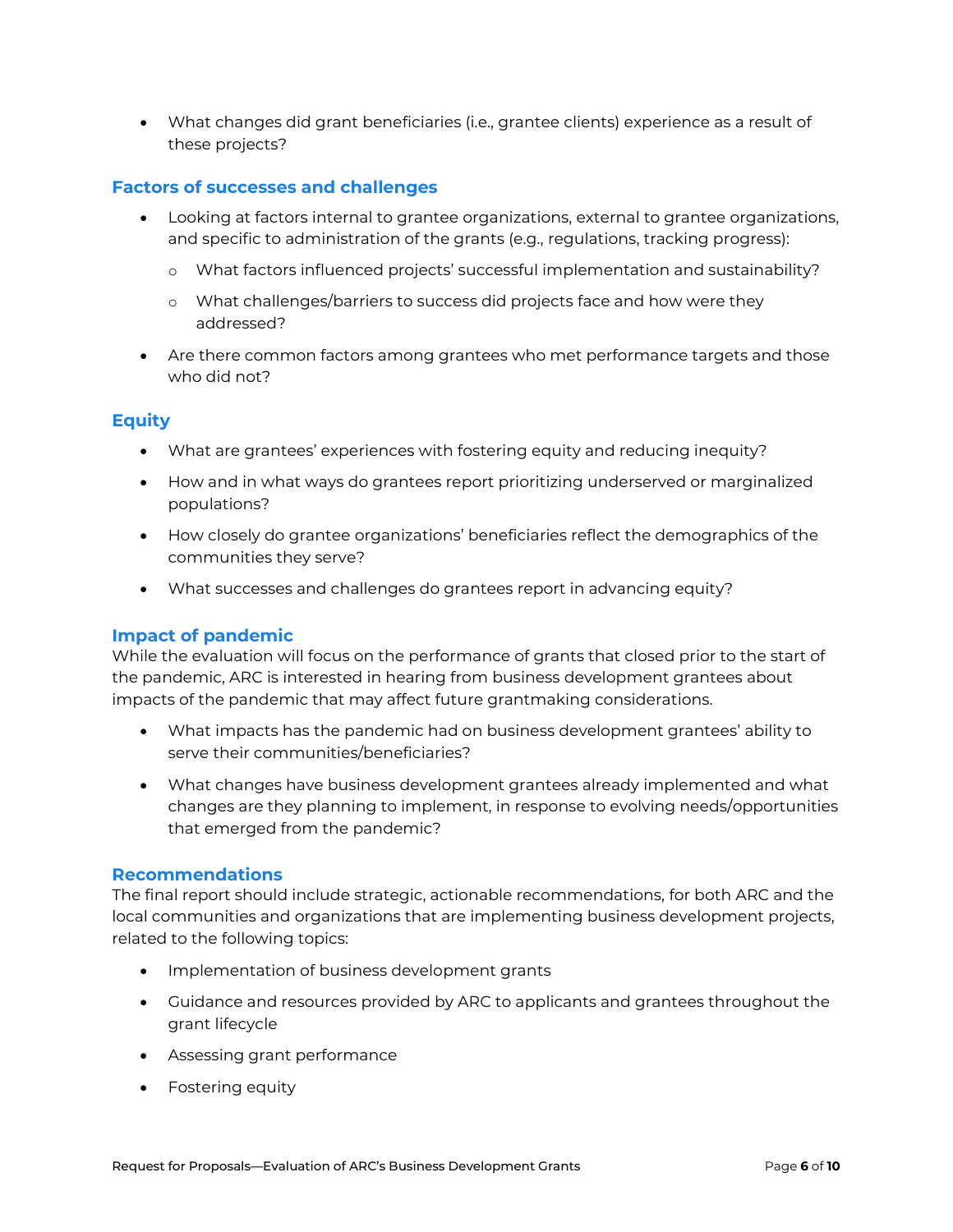- What changes did grant beneficiaries (i.e., grantee clients) experience as a result of these projects?

### Factors of successes and challenges

- Looking at factors internal to grantee organizations, external to grantee organizations, and specific to administration of the grants (e.g., regulations, tracking progress):
  - What factors influenced projects' successful implementation and sustainability?
  - What challenges/barriers to success did projects face and how were they addressed?
- Are there common factors among grantees who met performance targets and those who did not?

### Equity

- What are grantees' experiences with fostering equity and reducing inequity?
- How and in what ways do grantees report prioritizing underserved or marginalized populations?
- How closely do grantee organizations' beneficiaries reflect the demographics of the communities they serve?
- What successes and challenges do grantees report in advancing equity?

### Impact of pandemic

While the evaluation will focus on the performance of grants that closed prior to the start of the pandemic, ARC is interested in hearing from business development grantees about impacts of the pandemic that may affect future grantmaking considerations.

- What impacts has the pandemic had on business development grantees' ability to serve their communities/beneficiaries?
- What changes have business development grantees already implemented and what changes are they planning to implement, in response to evolving needs/opportunities that emerged from the pandemic?

### Recommendations

The final report should include strategic, actionable recommendations, for both ARC and the local communities and organizations that are implementing business development projects, related to the following topics:

- Implementation of business development grants
- Guidance and resources provided by ARC to applicants and grantees throughout the grant lifecycle
- Assessing grant performance
- Fostering equity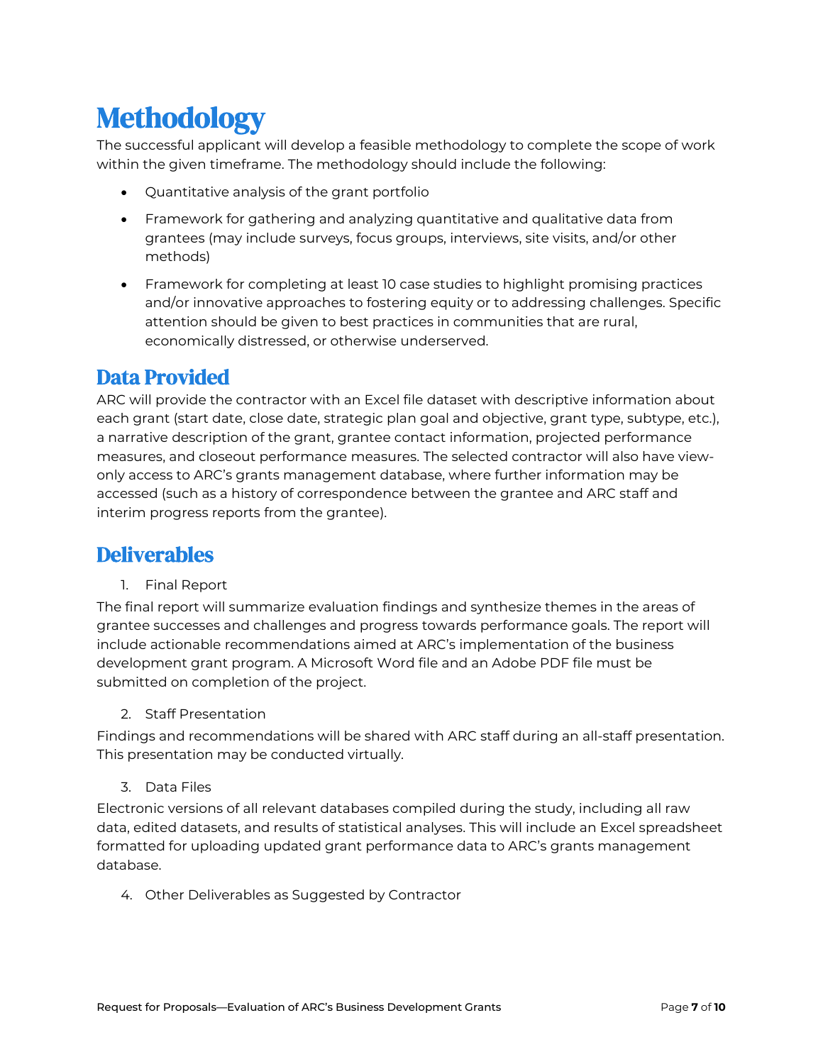# Methodology

The successful applicant will develop a feasible methodology to complete the scope of work within the given timeframe. The methodology should include the following:

- Quantitative analysis of the grant portfolio
- Framework for gathering and analyzing quantitative and qualitative data from grantees (may include surveys, focus groups, interviews, site visits, and/or other methods)
- Framework for completing at least 10 case studies to highlight promising practices and/or innovative approaches to fostering equity or to addressing challenges. Specific attention should be given to best practices in communities that are rural, economically distressed, or otherwise underserved.

## Data Provided

ARC will provide the contractor with an Excel file dataset with descriptive information about each grant (start date, close date, strategic plan goal and objective, grant type, subtype, etc.), a narrative description of the grant, grantee contact information, projected performance measures, and closeout performance measures. The selected contractor will also have view-only access to ARC's grants management database, where further information may be accessed (such as a history of correspondence between the grantee and ARC staff and interim progress reports from the grantee).

## Deliverables

1. Final Report

The final report will summarize evaluation findings and synthesize themes in the areas of grantee successes and challenges and progress towards performance goals. The report will include actionable recommendations aimed at ARC's implementation of the business development grant program. A Microsoft Word file and an Adobe PDF file must be submitted on completion of the project.

2. Staff Presentation

Findings and recommendations will be shared with ARC staff during an all-staff presentation. This presentation may be conducted virtually.

3. Data Files

Electronic versions of all relevant databases compiled during the study, including all raw data, edited datasets, and results of statistical analyses. This will include an Excel spreadsheet formatted for uploading updated grant performance data to ARC's grants management database.

4. Other Deliverables as Suggested by Contractor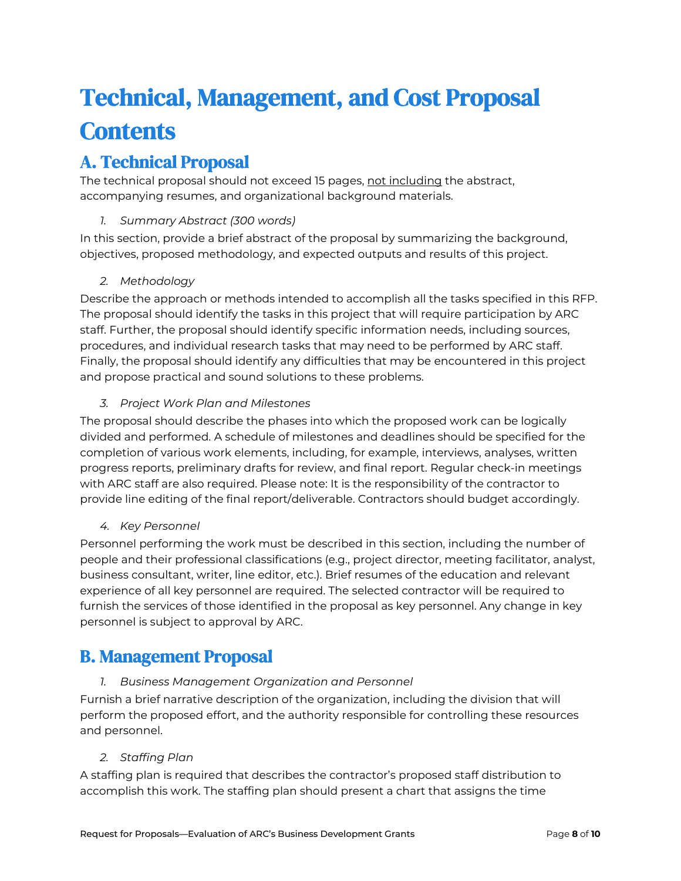# Technical, Management, and Cost Proposal Contents

## A. Technical Proposal

The technical proposal should not exceed 15 pages, <u>not including</u> the abstract, accompanying resumes, and organizational background materials.

1. *Summary Abstract (300 words)*

In this section, provide a brief abstract of the proposal by summarizing the background, objectives, proposed methodology, and expected outputs and results of this project.

2. *Methodology*

Describe the approach or methods intended to accomplish all the tasks specified in this RFP. The proposal should identify the tasks in this project that will require participation by ARC staff. Further, the proposal should identify specific information needs, including sources, procedures, and individual research tasks that may need to be performed by ARC staff. Finally, the proposal should identify any difficulties that may be encountered in this project and propose practical and sound solutions to these problems.

3. *Project Work Plan and Milestones*

The proposal should describe the phases into which the proposed work can be logically divided and performed. A schedule of milestones and deadlines should be specified for the completion of various work elements, including, for example, interviews, analyses, written progress reports, preliminary drafts for review, and final report. Regular check-in meetings with ARC staff are also required. Please note: It is the responsibility of the contractor to provide line editing of the final report/deliverable. Contractors should budget accordingly.

4. *Key Personnel*

Personnel performing the work must be described in this section, including the number of people and their professional classifications (e.g., project director, meeting facilitator, analyst, business consultant, writer, line editor, etc.). Brief resumes of the education and relevant experience of all key personnel are required. The selected contractor will be required to furnish the services of those identified in the proposal as key personnel. Any change in key personnel is subject to approval by ARC.

## B. Management Proposal

1. *Business Management Organization and Personnel*

Furnish a brief narrative description of the organization, including the division that will perform the proposed effort, and the authority responsible for controlling these resources and personnel.

2. *Staffing Plan*

A staffing plan is required that describes the contractor's proposed staff distribution to accomplish this work. The staffing plan should present a chart that assigns the time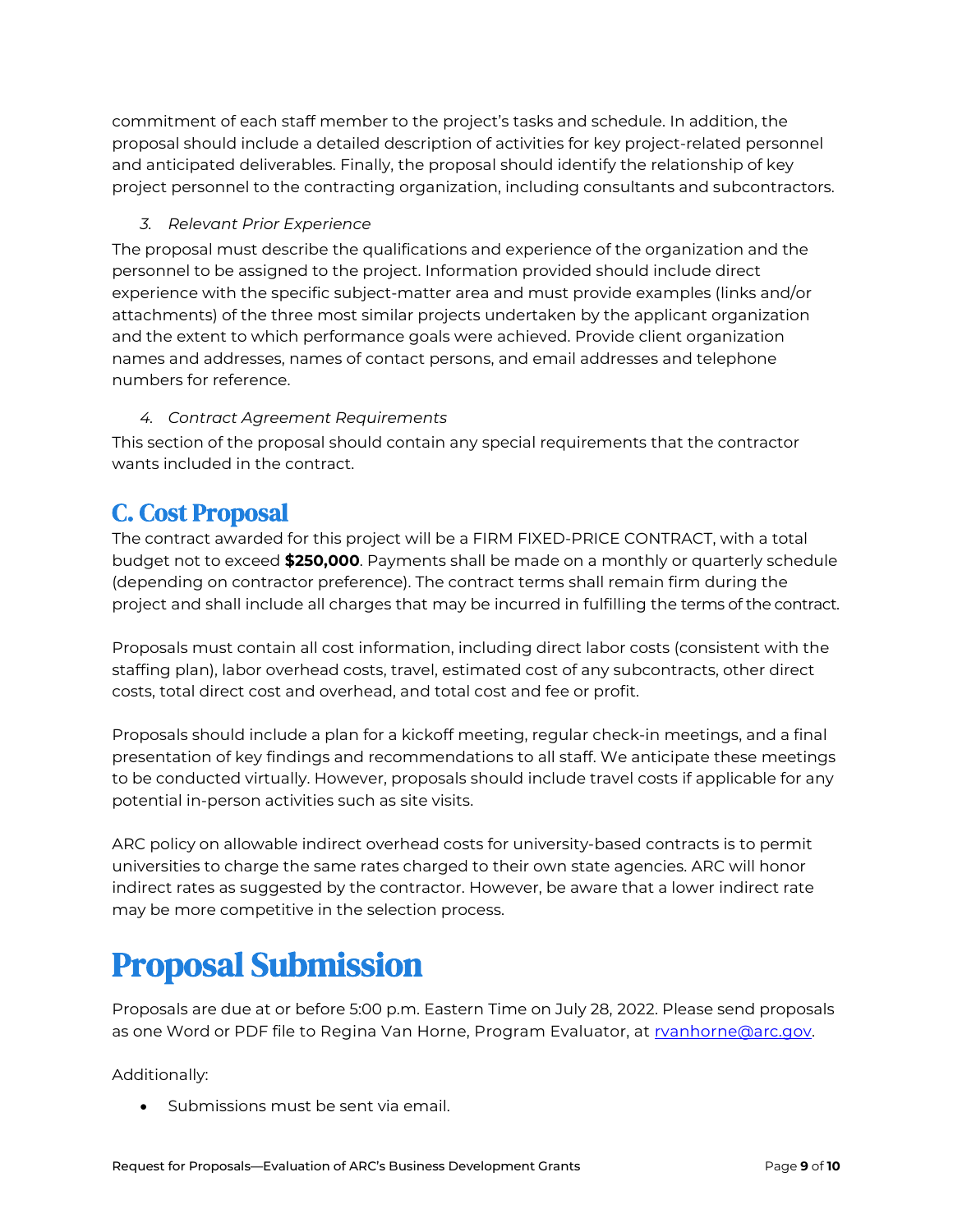commitment of each staff member to the project's tasks and schedule. In addition, the proposal should include a detailed description of activities for key project-related personnel and anticipated deliverables. Finally, the proposal should identify the relationship of key project personnel to the contracting organization, including consultants and subcontractors.

*3. Relevant Prior Experience*

The proposal must describe the qualifications and experience of the organization and the personnel to be assigned to the project. Information provided should include direct experience with the specific subject-matter area and must provide examples (links and/or attachments) of the three most similar projects undertaken by the applicant organization and the extent to which performance goals were achieved. Provide client organization names and addresses, names of contact persons, and email addresses and telephone numbers for reference.

*4. Contract Agreement Requirements*

This section of the proposal should contain any special requirements that the contractor wants included in the contract.

## C. Cost Proposal

The contract awarded for this project will be a FIRM FIXED-PRICE CONTRACT, with a total budget not to exceed **$250,000**. Payments shall be made on a monthly or quarterly schedule (depending on contractor preference). The contract terms shall remain firm during the project and shall include all charges that may be incurred in fulfilling the terms of the contract.

Proposals must contain all cost information, including direct labor costs (consistent with the staffing plan), labor overhead costs, travel, estimated cost of any subcontracts, other direct costs, total direct cost and overhead, and total cost and fee or profit.

Proposals should include a plan for a kickoff meeting, regular check-in meetings, and a final presentation of key findings and recommendations to all staff. We anticipate these meetings to be conducted virtually. However, proposals should include travel costs if applicable for any potential in-person activities such as site visits.

ARC policy on allowable indirect overhead costs for university-based contracts is to permit universities to charge the same rates charged to their own state agencies. ARC will honor indirect rates as suggested by the contractor. However, be aware that a lower indirect rate may be more competitive in the selection process.

# Proposal Submission

Proposals are due at or before 5:00 p.m. Eastern Time on July 28, 2022. Please send proposals as one Word or PDF file to Regina Van Horne, Program Evaluator, at rvanhorne@arc.gov.

Additionally:

- Submissions must be sent via email.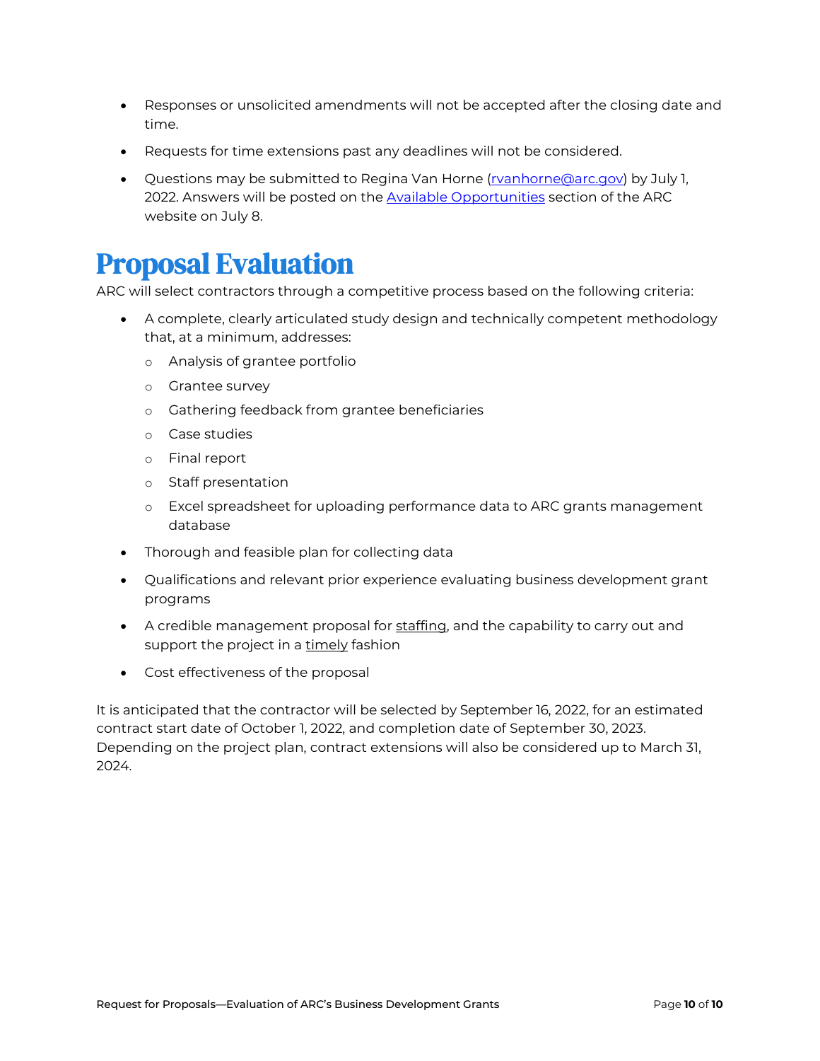- Responses or unsolicited amendments will not be accepted after the closing date and time.
- Requests for time extensions past any deadlines will not be considered.
- Questions may be submitted to Regina Van Horne (rvanhorne@arc.gov) by July 1, 2022. Answers will be posted on the Available Opportunities section of the ARC website on July 8.

# Proposal Evaluation

ARC will select contractors through a competitive process based on the following criteria:

- A complete, clearly articulated study design and technically competent methodology that, at a minimum, addresses:
  - Analysis of grantee portfolio
  - Grantee survey
  - Gathering feedback from grantee beneficiaries
  - Case studies
  - Final report
  - Staff presentation
  - Excel spreadsheet for uploading performance data to ARC grants management database
- Thorough and feasible plan for collecting data
- Qualifications and relevant prior experience evaluating business development grant programs
- A credible management proposal for staffing, and the capability to carry out and support the project in a timely fashion
- Cost effectiveness of the proposal

It is anticipated that the contractor will be selected by September 16, 2022, for an estimated contract start date of October 1, 2022, and completion date of September 30, 2023. Depending on the project plan, contract extensions will also be considered up to March 31, 2024.